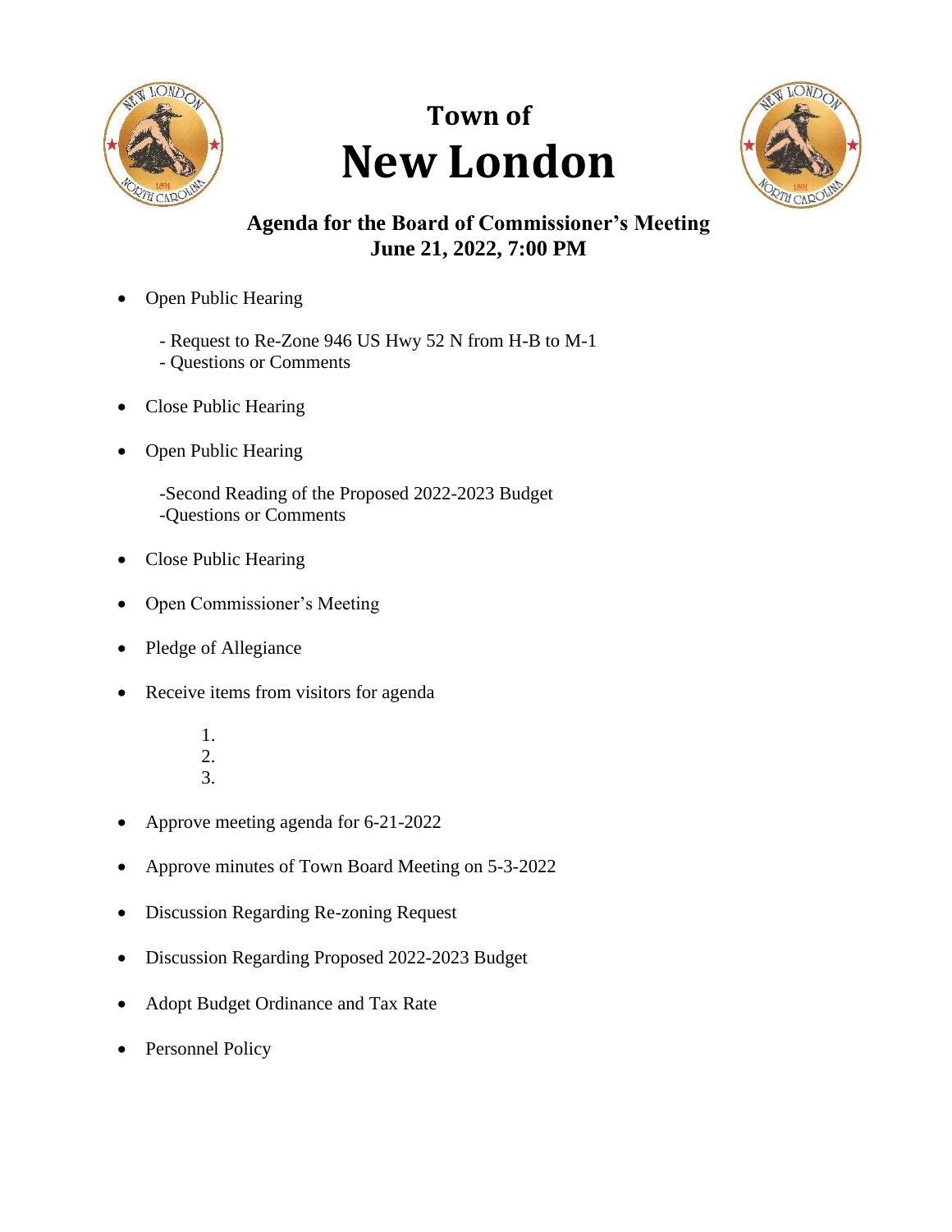# Town of
# New London

## Agenda for the Board of Commissioner's Meeting
## June 21, 2022, 7:00 PM

- Open Public Hearing

  - Request to Re-Zone 946 US Hwy 52 N from H-B to M-1
  - Questions or Comments

- Close Public Hearing

- Open Public Hearing

  -Second Reading of the Proposed 2022-2023 Budget
  -Questions or Comments

- Close Public Hearing

- Open Commissioner's Meeting

- Pledge of Allegiance

- Receive items from visitors for agenda

  1.
  2.
  3.

- Approve meeting agenda for 6-21-2022

- Approve minutes of Town Board Meeting on 5-3-2022

- Discussion Regarding Re-zoning Request

- Discussion Regarding Proposed 2022-2023 Budget

- Adopt Budget Ordinance and Tax Rate

- Personnel Policy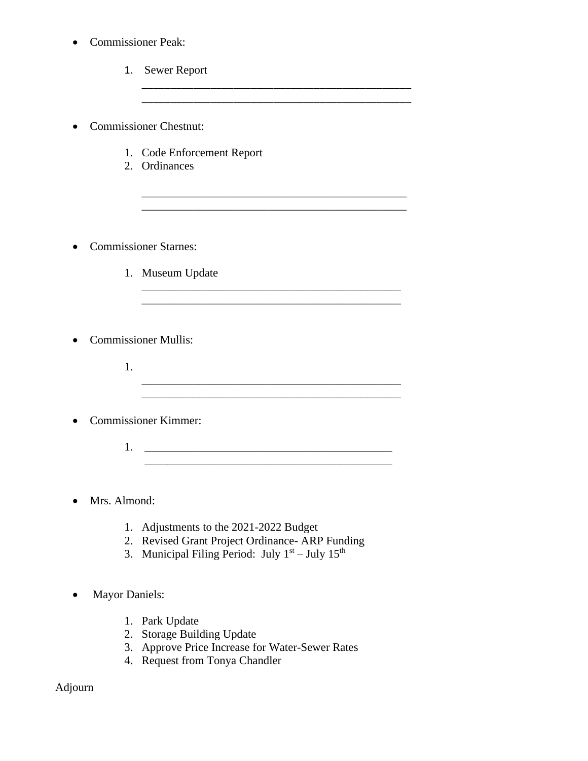- Commissioner Peak:

    1. Sewer Report

    _______________________________________________
    _______________________________________________

- Commissioner Chestnut:

    1. Code Enforcement Report
    2. Ordinances

    _______________________________________________
    _______________________________________________

- Commissioner Starnes:

    1. Museum Update

    _______________________________________________
    _______________________________________________

- Commissioner Mullis:

    1.

    _______________________________________________
    _______________________________________________

- Commissioner Kimmer:

    1. _______________________________________________
    _______________________________________________

- Mrs. Almond:

    1. Adjustments to the 2021-2022 Budget
    2. Revised Grant Project Ordinance- ARP Funding
    3. Municipal Filing Period: July 1st – July 15th

- Mayor Daniels:

    1. Park Update
    2. Storage Building Update
    3. Approve Price Increase for Water-Sewer Rates
    4. Request from Tonya Chandler

Adjourn